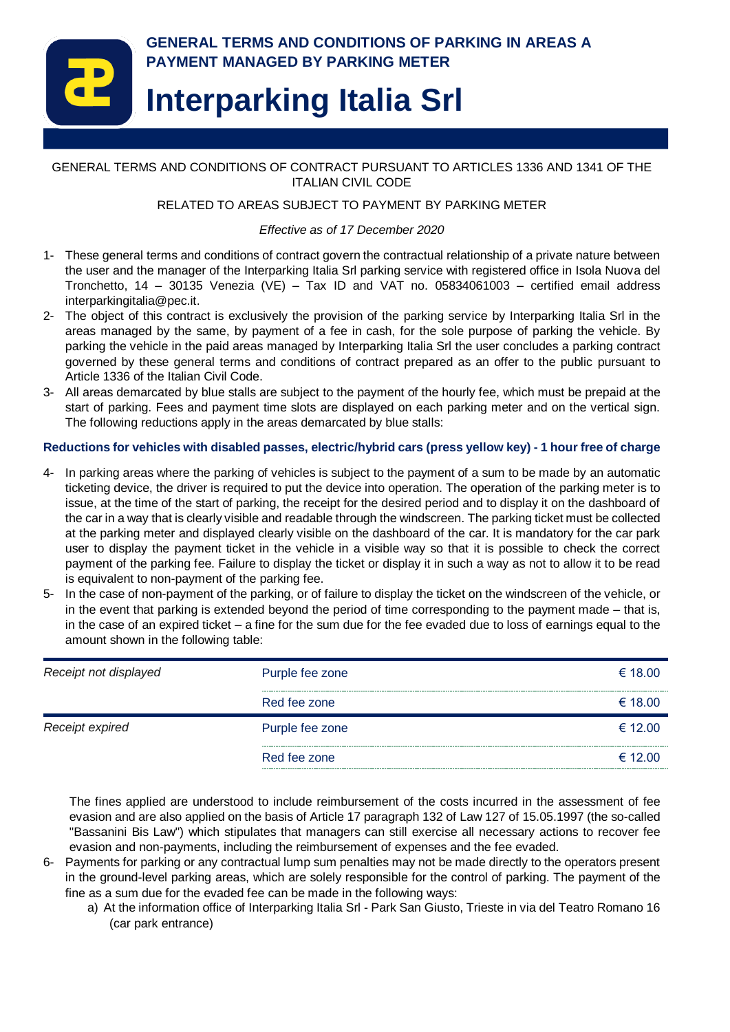# GENERAL TERMS AND CONDITIONS OF PARKING IN AREAS A PAYMENT MANAGED BY PARKING METER

# Interparking Italia Srl

GENERAL TERMS AND CONDITIONS OF CONTRACT PURSUANT TO ARTICLES 1336 AND 1341 OF THE ITALIAN CIVIL CODE

RELATED TO AREAS SUBJECT TO PAYMENT BY PARKING METER

*Effective as of 17 December 2020*

1- These general terms and conditions of contract govern the contractual relationship of a private nature between the user and the manager of the Interparking Italia Srl parking service with registered office in Isola Nuova del Tronchetto, 14 – 30135 Venezia (VE) – Tax ID and VAT no. 05834061003 – certified email address interparkingitalia@pec.it.

2- The object of this contract is exclusively the provision of the parking service by Interparking Italia Srl in the areas managed by the same, by payment of a fee in cash, for the sole purpose of parking the vehicle. By parking the vehicle in the paid areas managed by Interparking Italia Srl the user concludes a parking contract governed by these general terms and conditions of contract prepared as an offer to the public pursuant to Article 1336 of the Italian Civil Code.

3- All areas demarcated by blue stalls are subject to the payment of the hourly fee, which must be prepaid at the start of parking. Fees and payment time slots are displayed on each parking meter and on the vertical sign. The following reductions apply in the areas demarcated by blue stalls:

**Reductions for vehicles with disabled passes, electric/hybrid cars (press yellow key) - 1 hour free of charge**

4- In parking areas where the parking of vehicles is subject to the payment of a sum to be made by an automatic ticketing device, the driver is required to put the device into operation. The operation of the parking meter is to issue, at the time of the start of parking, the receipt for the desired period and to display it on the dashboard of the car in a way that is clearly visible and readable through the windscreen. The parking ticket must be collected at the parking meter and displayed clearly visible on the dashboard of the car. It is mandatory for the car park user to display the payment ticket in the vehicle in a visible way so that it is possible to check the correct payment of the parking fee. Failure to display the ticket or display it in such a way as not to allow it to be read is equivalent to non-payment of the parking fee.

5- In the case of non-payment of the parking, or of failure to display the ticket on the windscreen of the vehicle, or in the event that parking is extended beyond the period of time corresponding to the payment made – that is, in the case of an expired ticket – a fine for the sum due for the fee evaded due to loss of earnings equal to the amount shown in the following table:

| | | |
|---|---|---|
| *Receipt not displayed* | Purple fee zone | € 18.00 |
| | Red fee zone | € 18.00 |
| *Receipt expired* | Purple fee zone | € 12.00 |
| | Red fee zone | € 12.00 |

The fines applied are understood to include reimbursement of the costs incurred in the assessment of fee evasion and are also applied on the basis of Article 17 paragraph 132 of Law 127 of 15.05.1997 (the so-called "Bassanini Bis Law") which stipulates that managers can still exercise all necessary actions to recover fee evasion and non-payments, including the reimbursement of expenses and the fee evaded.

6- Payments for parking or any contractual lump sum penalties may not be made directly to the operators present in the ground-level parking areas, which are solely responsible for the control of parking. The payment of the fine as a sum due for the evaded fee can be made in the following ways:

a) At the information office of Interparking Italia Srl - Park San Giusto, Trieste in via del Teatro Romano 16 (car park entrance)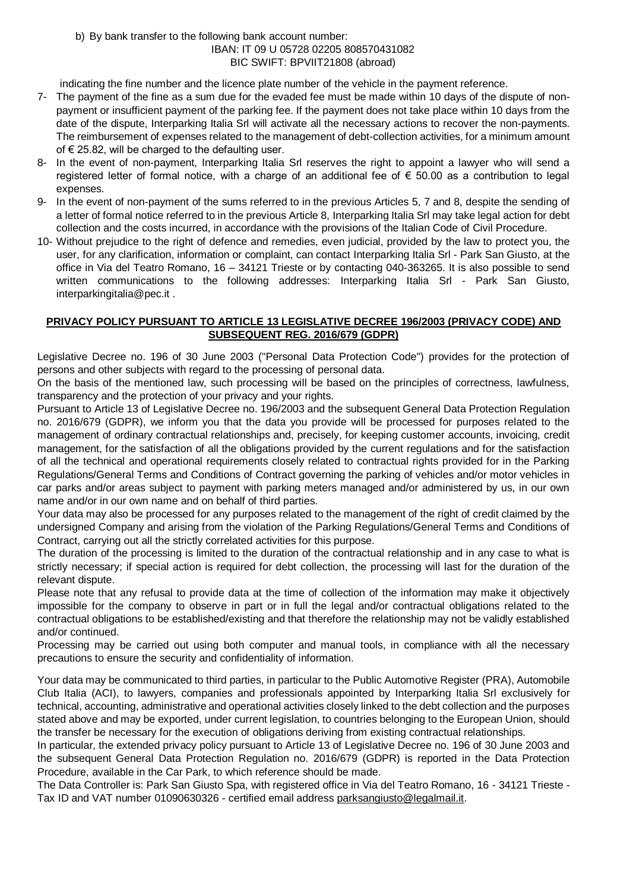b) By bank transfer to the following bank account number:
IBAN: IT 09 U 05728 02205 808570431082
BIC SWIFT: BPVIIT21808 (abroad)

indicating the fine number and the licence plate number of the vehicle in the payment reference.

7- The payment of the fine as a sum due for the evaded fee must be made within 10 days of the dispute of non-payment or insufficient payment of the parking fee. If the payment does not take place within 10 days from the date of the dispute, Interparking Italia Srl will activate all the necessary actions to recover the non-payments. The reimbursement of expenses related to the management of debt-collection activities, for a minimum amount of € 25.82, will be charged to the defaulting user.

8- In the event of non-payment, Interparking Italia Srl reserves the right to appoint a lawyer who will send a registered letter of formal notice, with a charge of an additional fee of € 50.00 as a contribution to legal expenses.

9- In the event of non-payment of the sums referred to in the previous Articles 5, 7 and 8, despite the sending of a letter of formal notice referred to in the previous Article 8, Interparking Italia Srl may take legal action for debt collection and the costs incurred, in accordance with the provisions of the Italian Code of Civil Procedure.

10- Without prejudice to the right of defence and remedies, even judicial, provided by the law to protect you, the user, for any clarification, information or complaint, can contact Interparking Italia Srl - Park San Giusto, at the office in Via del Teatro Romano, 16 – 34121 Trieste or by contacting 040-363265. It is also possible to send written communications to the following addresses: Interparking Italia Srl - Park San Giusto, interparkingitalia@pec.it .

## PRIVACY POLICY PURSUANT TO ARTICLE 13 LEGISLATIVE DECREE 196/2003 (PRIVACY CODE) AND SUBSEQUENT REG. 2016/679 (GDPR)

Legislative Decree no. 196 of 30 June 2003 ("Personal Data Protection Code") provides for the protection of persons and other subjects with regard to the processing of personal data.

On the basis of the mentioned law, such processing will be based on the principles of correctness, lawfulness, transparency and the protection of your privacy and your rights.

Pursuant to Article 13 of Legislative Decree no. 196/2003 and the subsequent General Data Protection Regulation no. 2016/679 (GDPR), we inform you that the data you provide will be processed for purposes related to the management of ordinary contractual relationships and, precisely, for keeping customer accounts, invoicing, credit management, for the satisfaction of all the obligations provided by the current regulations and for the satisfaction of all the technical and operational requirements closely related to contractual rights provided for in the Parking Regulations/General Terms and Conditions of Contract governing the parking of vehicles and/or motor vehicles in car parks and/or areas subject to payment with parking meters managed and/or administered by us, in our own name and/or in our own name and on behalf of third parties.

Your data may also be processed for any purposes related to the management of the right of credit claimed by the undersigned Company and arising from the violation of the Parking Regulations/General Terms and Conditions of Contract, carrying out all the strictly correlated activities for this purpose.

The duration of the processing is limited to the duration of the contractual relationship and in any case to what is strictly necessary; if special action is required for debt collection, the processing will last for the duration of the relevant dispute.

Please note that any refusal to provide data at the time of collection of the information may make it objectively impossible for the company to observe in part or in full the legal and/or contractual obligations related to the contractual obligations to be established/existing and that therefore the relationship may not be validly established and/or continued.

Processing may be carried out using both computer and manual tools, in compliance with all the necessary precautions to ensure the security and confidentiality of information.

Your data may be communicated to third parties, in particular to the Public Automotive Register (PRA), Automobile Club Italia (ACI), to lawyers, companies and professionals appointed by Interparking Italia Srl exclusively for technical, accounting, administrative and operational activities closely linked to the debt collection and the purposes stated above and may be exported, under current legislation, to countries belonging to the European Union, should the transfer be necessary for the execution of obligations deriving from existing contractual relationships.

In particular, the extended privacy policy pursuant to Article 13 of Legislative Decree no. 196 of 30 June 2003 and the subsequent General Data Protection Regulation no. 2016/679 (GDPR) is reported in the Data Protection Procedure, available in the Car Park, to which reference should be made.

The Data Controller is: Park San Giusto Spa, with registered office in Via del Teatro Romano, 16 - 34121 Trieste - Tax ID and VAT number 01090630326 - certified email address parksangiusto@legalmail.it.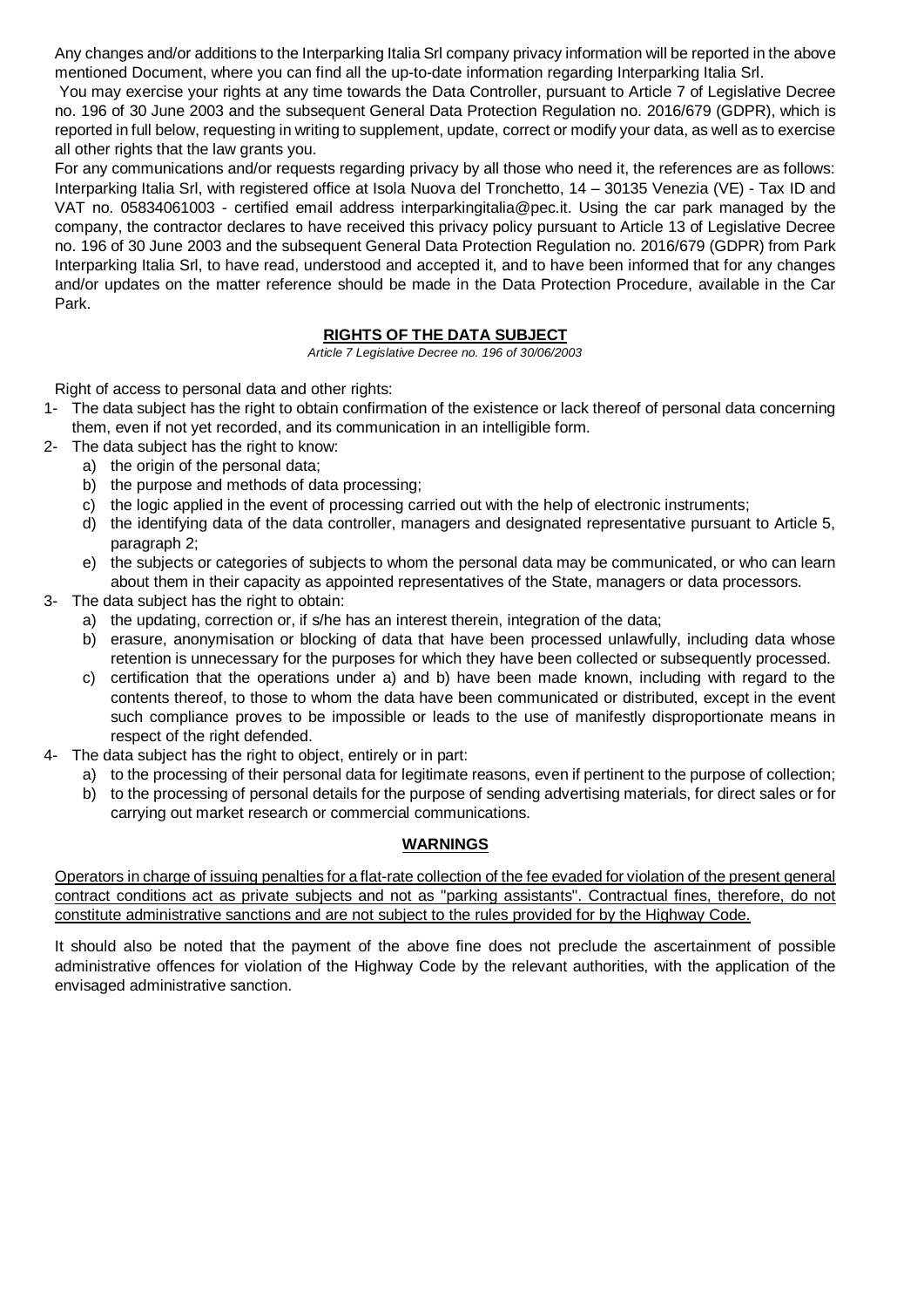Any changes and/or additions to the Interparking Italia Srl company privacy information will be reported in the above mentioned Document, where you can find all the up-to-date information regarding Interparking Italia Srl.

You may exercise your rights at any time towards the Data Controller, pursuant to Article 7 of Legislative Decree no. 196 of 30 June 2003 and the subsequent General Data Protection Regulation no. 2016/679 (GDPR), which is reported in full below, requesting in writing to supplement, update, correct or modify your data, as well as to exercise all other rights that the law grants you.

For any communications and/or requests regarding privacy by all those who need it, the references are as follows: Interparking Italia Srl, with registered office at Isola Nuova del Tronchetto, 14 – 30135 Venezia (VE) - Tax ID and VAT no. 05834061003 - certified email address interparkingitalia@pec.it. Using the car park managed by the company, the contractor declares to have received this privacy policy pursuant to Article 13 of Legislative Decree no. 196 of 30 June 2003 and the subsequent General Data Protection Regulation no. 2016/679 (GDPR) from Park Interparking Italia Srl, to have read, understood and accepted it, and to have been informed that for any changes and/or updates on the matter reference should be made in the Data Protection Procedure, available in the Car Park.

## RIGHTS OF THE DATA SUBJECT

*Article 7 Legislative Decree no. 196 of 30/06/2003*

Right of access to personal data and other rights:

1- The data subject has the right to obtain confirmation of the existence or lack thereof of personal data concerning them, even if not yet recorded, and its communication in an intelligible form.
2- The data subject has the right to know:
   a) the origin of the personal data;
   b) the purpose and methods of data processing;
   c) the logic applied in the event of processing carried out with the help of electronic instruments;
   d) the identifying data of the data controller, managers and designated representative pursuant to Article 5, paragraph 2;
   e) the subjects or categories of subjects to whom the personal data may be communicated, or who can learn about them in their capacity as appointed representatives of the State, managers or data processors.
3- The data subject has the right to obtain:
   a) the updating, correction or, if s/he has an interest therein, integration of the data;
   b) erasure, anonymisation or blocking of data that have been processed unlawfully, including data whose retention is unnecessary for the purposes for which they have been collected or subsequently processed.
   c) certification that the operations under a) and b) have been made known, including with regard to the contents thereof, to those to whom the data have been communicated or distributed, except in the event such compliance proves to be impossible or leads to the use of manifestly disproportionate means in respect of the right defended.
4- The data subject has the right to object, entirely or in part:
   a) to the processing of their personal data for legitimate reasons, even if pertinent to the purpose of collection;
   b) to the processing of personal details for the purpose of sending advertising materials, for direct sales or for carrying out market research or commercial communications.

## WARNINGS

Operators in charge of issuing penalties for a flat-rate collection of the fee evaded for violation of the present general contract conditions act as private subjects and not as "parking assistants". Contractual fines, therefore, do not constitute administrative sanctions and are not subject to the rules provided for by the Highway Code.

It should also be noted that the payment of the above fine does not preclude the ascertainment of possible administrative offences for violation of the Highway Code by the relevant authorities, with the application of the envisaged administrative sanction.